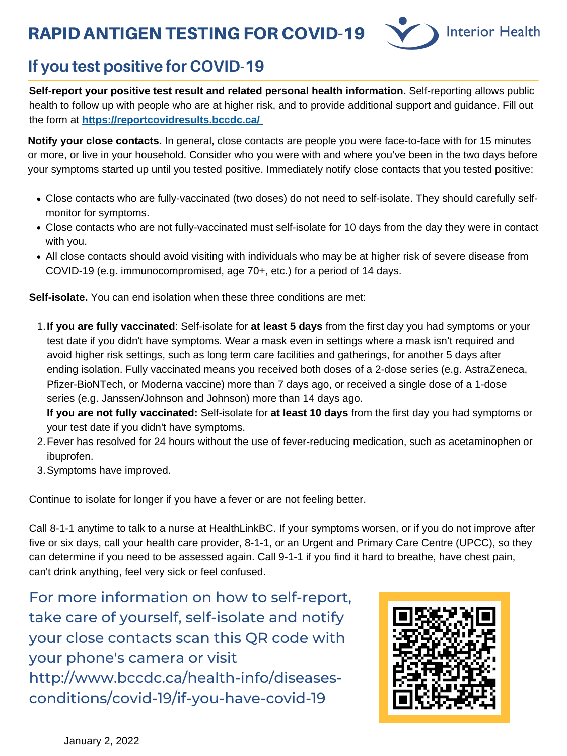# RAPID ANTIGEN TESTING FOR COVID-19

Interior Health

## If you test positive for COVID-19

**Self-report your positive test result and related personal health information.** Self-reporting allows public health to follow up with people who are at higher risk, and to provide additional support and guidance. Fill out the form at **https://reportcovidresults.bccdc.ca/**

**Notify your close contacts.** In general, close contacts are people you were face-to-face with for 15 minutes or more, or live in your household. Consider who you were with and where you've been in the two days before your symptoms started up until you tested positive. Immediately notify close contacts that you tested positive:

- Close contacts who are fully-vaccinated (two doses) do not need to self-isolate. They should carefully self-monitor for symptoms.
- Close contacts who are not fully-vaccinated must self-isolate for 10 days from the day they were in contact with you.
- All close contacts should avoid visiting with individuals who may be at higher risk of severe disease from COVID-19 (e.g. immunocompromised, age 70+, etc.) for a period of 14 days.

**Self-isolate.** You can end isolation when these three conditions are met:

1. **If you are fully vaccinated**: Self-isolate for **at least 5 days** from the first day you had symptoms or your test date if you didn't have symptoms. Wear a mask even in settings where a mask isn't required and avoid higher risk settings, such as long term care facilities and gatherings, for another 5 days after ending isolation. Fully vaccinated means you received both doses of a 2-dose series (e.g. AstraZeneca, Pfizer-BioNTech, or Moderna vaccine) more than 7 days ago, or received a single dose of a 1-dose series (e.g. Janssen/Johnson and Johnson) more than 14 days ago.
   **If you are not fully vaccinated:** Self-isolate for **at least 10 days** from the first day you had symptoms or your test date if you didn't have symptoms.
2. Fever has resolved for 24 hours without the use of fever-reducing medication, such as acetaminophen or ibuprofen.
3. Symptoms have improved.

Continue to isolate for longer if you have a fever or are not feeling better.

Call 8-1-1 anytime to talk to a nurse at HealthLinkBC. If your symptoms worsen, or if you do not improve after five or six days, call your health care provider, 8-1-1, or an Urgent and Primary Care Centre (UPCC), so they can determine if you need to be assessed again. Call 9-1-1 if you find it hard to breathe, have chest pain, can't drink anything, feel very sick or feel confused.

For more information on how to self-report, take care of yourself, self-isolate and notify your close contacts scan this QR code with your phone's camera or visit http://www.bccdc.ca/health-info/diseases-conditions/covid-19/if-you-have-covid-19

January 2, 2022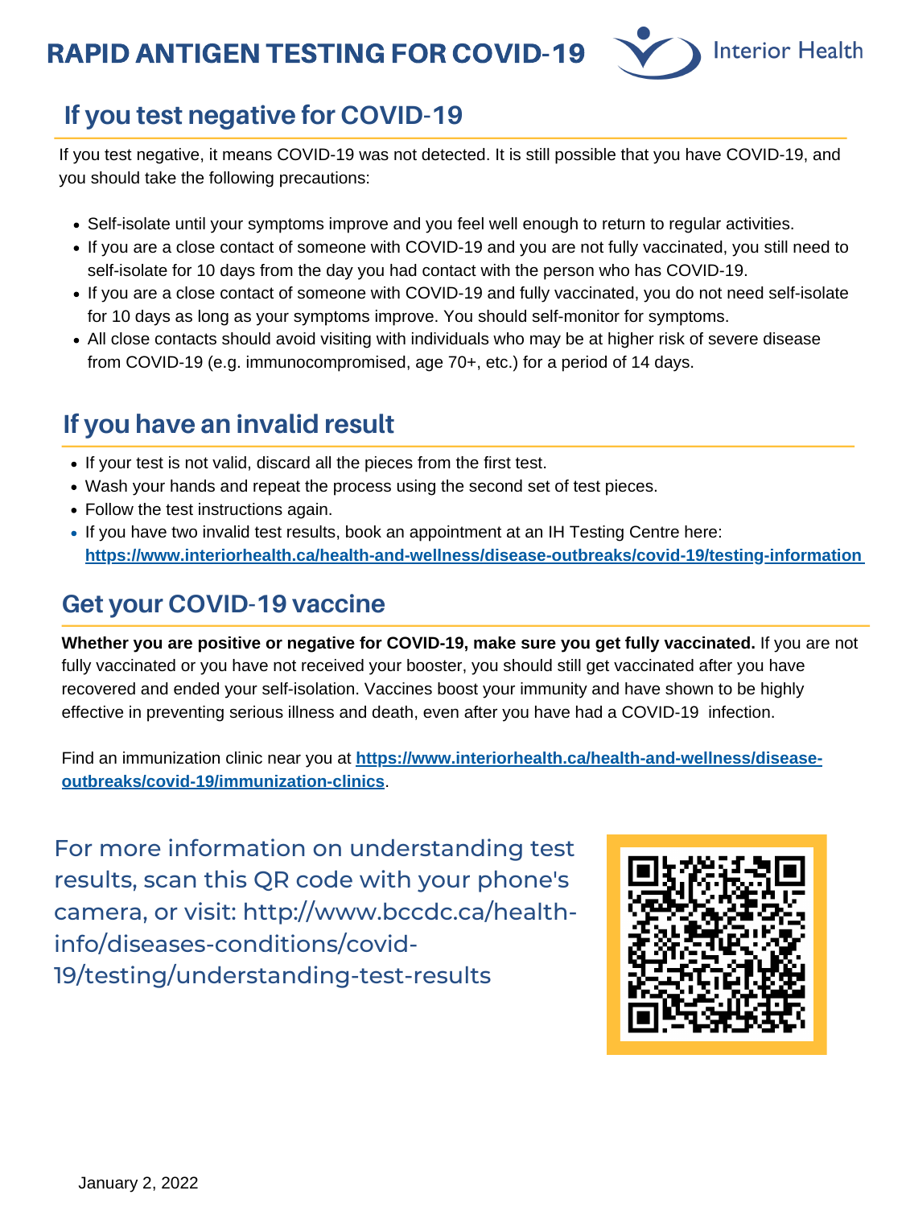# RAPID ANTIGEN TESTING FOR COVID-19

Interior Health

## If you test negative for COVID-19

If you test negative, it means COVID-19 was not detected. It is still possible that you have COVID-19, and you should take the following precautions:

- Self-isolate until your symptoms improve and you feel well enough to return to regular activities.
- If you are a close contact of someone with COVID-19 and you are not fully vaccinated, you still need to self-isolate for 10 days from the day you had contact with the person who has COVID-19.
- If you are a close contact of someone with COVID-19 and fully vaccinated, you do not need self-isolate for 10 days as long as your symptoms improve. You should self-monitor for symptoms.
- All close contacts should avoid visiting with individuals who may be at higher risk of severe disease from COVID-19 (e.g. immunocompromised, age 70+, etc.) for a period of 14 days.

## If you have an invalid result

- If your test is not valid, discard all the pieces from the first test.
- Wash your hands and repeat the process using the second set of test pieces.
- Follow the test instructions again.
- If you have two invalid test results, book an appointment at an IH Testing Centre here: **https://www.interiorhealth.ca/health-and-wellness/disease-outbreaks/covid-19/testing-information**

## Get your COVID-19 vaccine

**Whether you are positive or negative for COVID-19, make sure you get fully vaccinated.** If you are not fully vaccinated or you have not received your booster, you should still get vaccinated after you have recovered and ended your self-isolation. Vaccines boost your immunity and have shown to be highly effective in preventing serious illness and death, even after you have had a COVID-19 infection.

Find an immunization clinic near you at **https://www.interiorhealth.ca/health-and-wellness/disease-outbreaks/covid-19/immunization-clinics**.

For more information on understanding test results, scan this QR code with your phone's camera, or visit: http://www.bccdc.ca/health-info/diseases-conditions/covid-19/testing/understanding-test-results

January 2, 2022